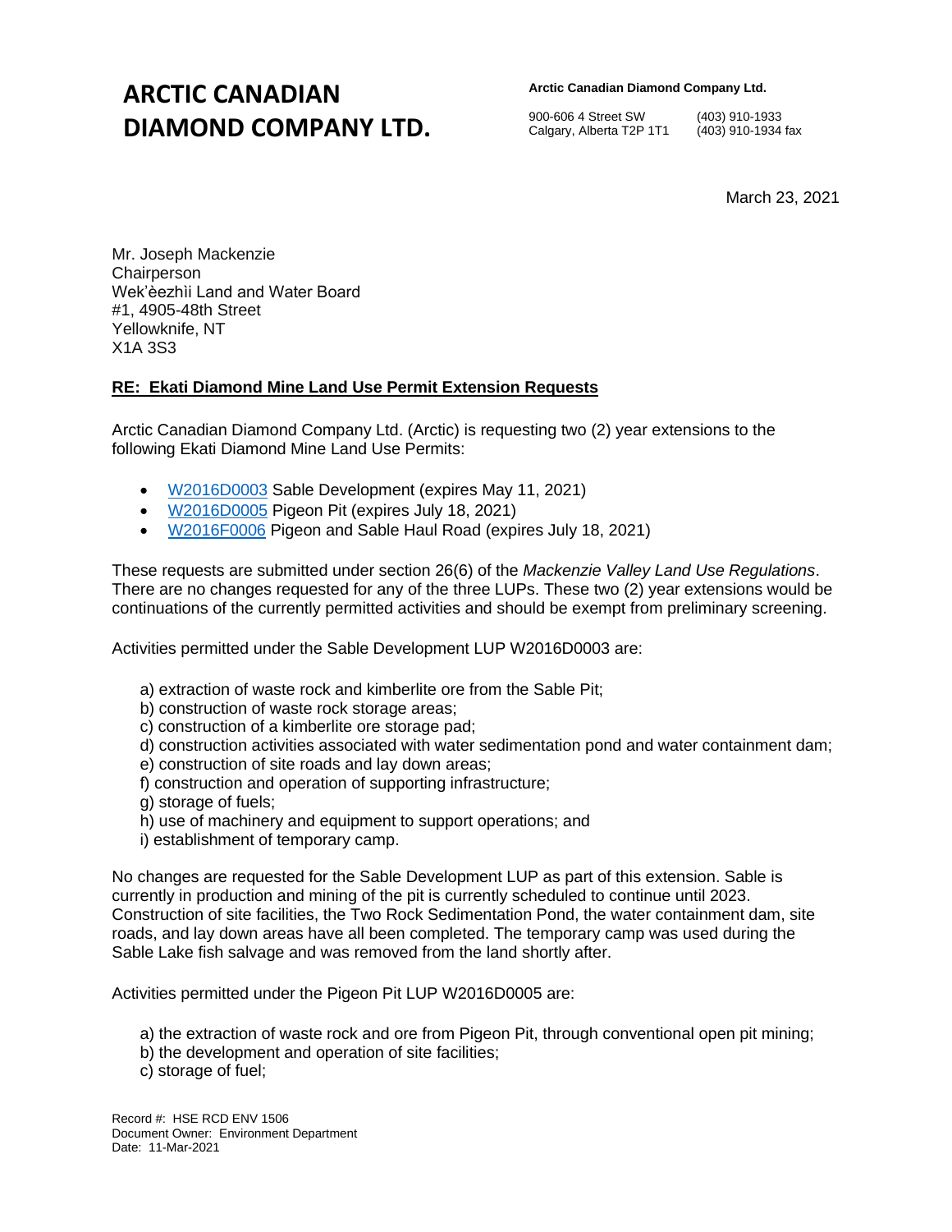# ARCTIC CANADIAN DIAMOND COMPANY LTD.

**Arctic Canadian Diamond Company Ltd.**

900-606 4 Street SW
Calgary, Alberta T2P 1T1

(403) 910-1933
(403) 910-1934 fax

March 23, 2021

Mr. Joseph Mackenzie
Chairperson
Wek'èezhìi Land and Water Board
#1, 4905-48th Street
Yellowknife, NT
X1A 3S3

**RE: Ekati Diamond Mine Land Use Permit Extension Requests**

Arctic Canadian Diamond Company Ltd. (Arctic) is requesting two (2) year extensions to the following Ekati Diamond Mine Land Use Permits:

- W2016D0003 Sable Development (expires May 11, 2021)
- W2016D0005 Pigeon Pit (expires July 18, 2021)
- W2016F0006 Pigeon and Sable Haul Road (expires July 18, 2021)

These requests are submitted under section 26(6) of the *Mackenzie Valley Land Use Regulations*. There are no changes requested for any of the three LUPs. These two (2) year extensions would be continuations of the currently permitted activities and should be exempt from preliminary screening.

Activities permitted under the Sable Development LUP W2016D0003 are:

a) extraction of waste rock and kimberlite ore from the Sable Pit;
b) construction of waste rock storage areas;
c) construction of a kimberlite ore storage pad;
d) construction activities associated with water sedimentation pond and water containment dam;
e) construction of site roads and lay down areas;
f) construction and operation of supporting infrastructure;
g) storage of fuels;
h) use of machinery and equipment to support operations; and
i) establishment of temporary camp.

No changes are requested for the Sable Development LUP as part of this extension. Sable is currently in production and mining of the pit is currently scheduled to continue until 2023. Construction of site facilities, the Two Rock Sedimentation Pond, the water containment dam, site roads, and lay down areas have all been completed. The temporary camp was used during the Sable Lake fish salvage and was removed from the land shortly after.

Activities permitted under the Pigeon Pit LUP W2016D0005 are:

a) the extraction of waste rock and ore from Pigeon Pit, through conventional open pit mining;
b) the development and operation of site facilities;
c) storage of fuel;

Record #: HSE RCD ENV 1506
Document Owner: Environment Department
Date: 11-Mar-2021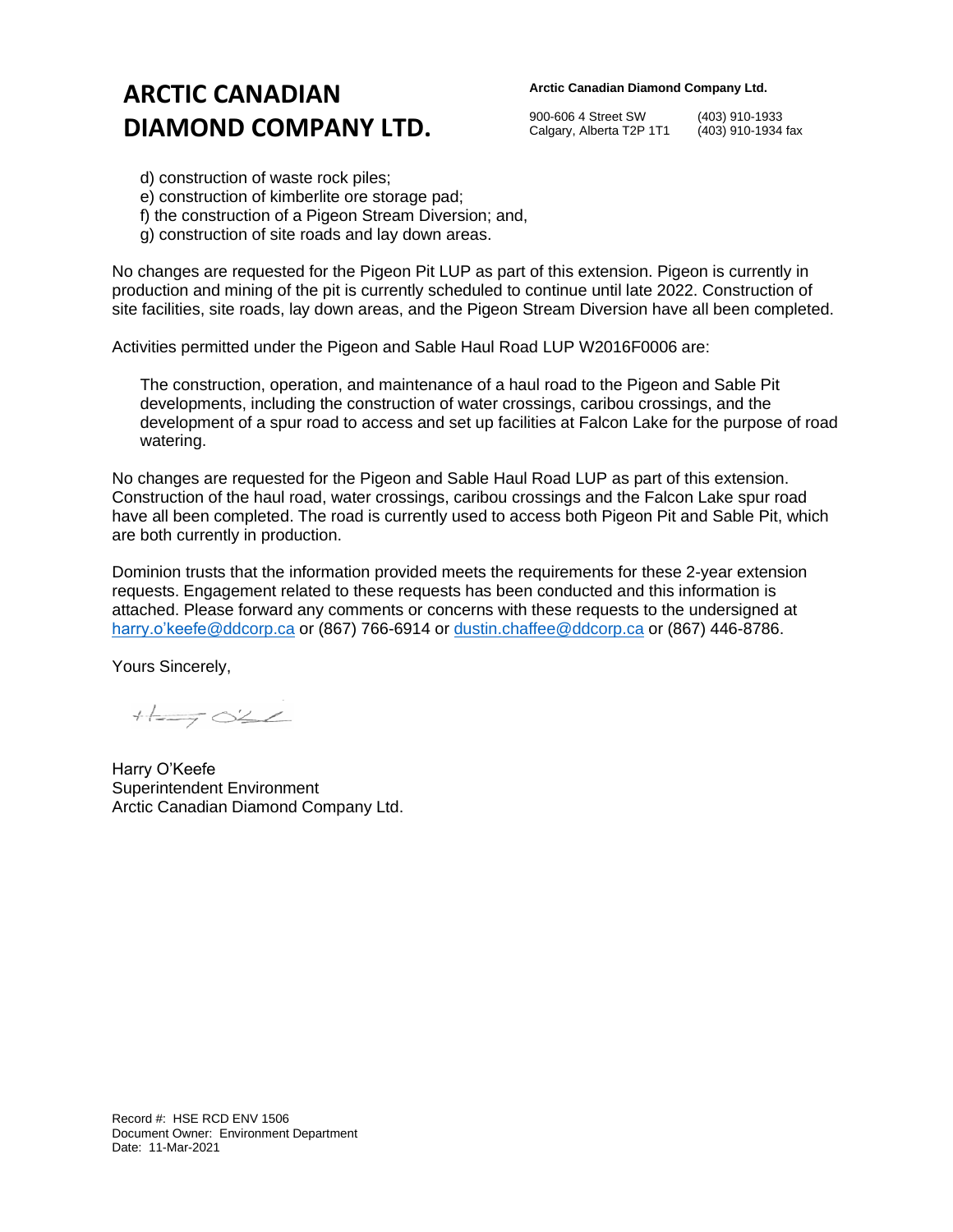d) construction of waste rock piles;
e) construction of kimberlite ore storage pad;
f) the construction of a Pigeon Stream Diversion; and,
g) construction of site roads and lay down areas.

No changes are requested for the Pigeon Pit LUP as part of this extension. Pigeon is currently in production and mining of the pit is currently scheduled to continue until late 2022. Construction of site facilities, site roads, lay down areas, and the Pigeon Stream Diversion have all been completed.

Activities permitted under the Pigeon and Sable Haul Road LUP W2016F0006 are:

> The construction, operation, and maintenance of a haul road to the Pigeon and Sable Pit developments, including the construction of water crossings, caribou crossings, and the development of a spur road to access and set up facilities at Falcon Lake for the purpose of road watering.

No changes are requested for the Pigeon and Sable Haul Road LUP as part of this extension. Construction of the haul road, water crossings, caribou crossings and the Falcon Lake spur road have all been completed. The road is currently used to access both Pigeon Pit and Sable Pit, which are both currently in production.

Dominion trusts that the information provided meets the requirements for these 2-year extension requests. Engagement related to these requests has been conducted and this information is attached. Please forward any comments or concerns with these requests to the undersigned at harry.o'keefe@ddcorp.ca or (867) 766-6914 or dustin.chaffee@ddcorp.ca or (867) 446-8786.

Yours Sincerely,

Harry O'Keefe
Superintendent Environment
Arctic Canadian Diamond Company Ltd.

Record #: HSE RCD ENV 1506
Document Owner: Environment Department
Date: 11-Mar-2021